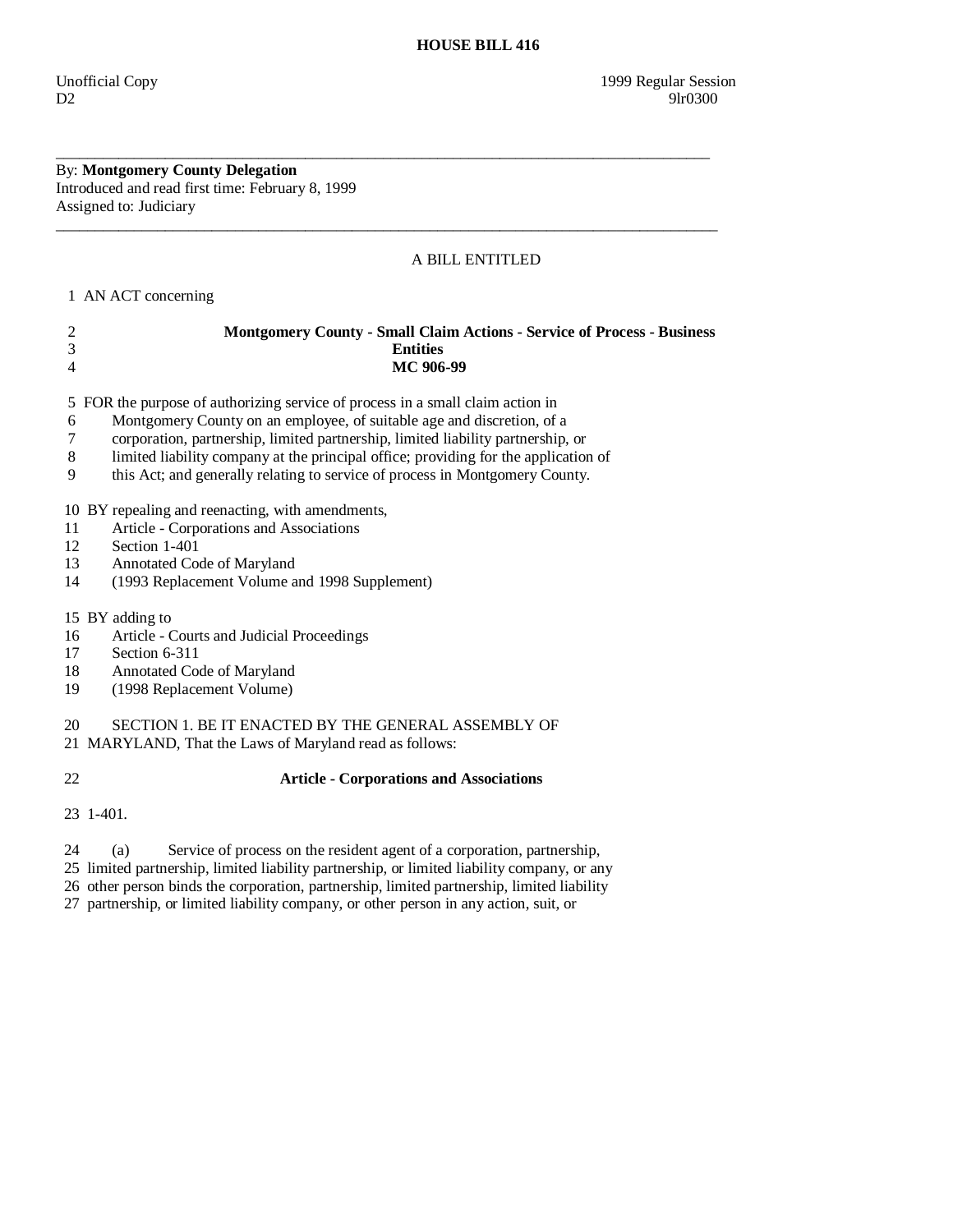# HOUSE BILL 416

Unofficial Copy 1999 Regular Session
D2 9lr0300

---

By: **Montgomery County Delegation**
Introduced and read first time: February 8, 1999
Assigned to: Judiciary

---

A BILL ENTITLED

1 AN ACT concerning

2 **Montgomery County - Small Claim Actions - Service of Process - Business**
3 **Entities**
4 **MC 906-99**

5 FOR the purpose of authorizing service of process in a small claim action in
6 Montgomery County on an employee, of suitable age and discretion, of a
7 corporation, partnership, limited partnership, limited liability partnership, or
8 limited liability company at the principal office; providing for the application of
9 this Act; and generally relating to service of process in Montgomery County.

10 BY repealing and reenacting, with amendments,
11 Article - Corporations and Associations
12 Section 1-401
13 Annotated Code of Maryland
14 (1993 Replacement Volume and 1998 Supplement)

15 BY adding to
16 Article - Courts and Judicial Proceedings
17 Section 6-311
18 Annotated Code of Maryland
19 (1998 Replacement Volume)

20 SECTION 1. BE IT ENACTED BY THE GENERAL ASSEMBLY OF
21 MARYLAND, That the Laws of Maryland read as follows:

22 **Article - Corporations and Associations**

23 1-401.

24 (a) Service of process on the resident agent of a corporation, partnership,
25 limited partnership, limited liability partnership, or limited liability company, or any
26 other person binds the corporation, partnership, limited partnership, limited liability
27 partnership, or limited liability company, or other person in any action, suit, or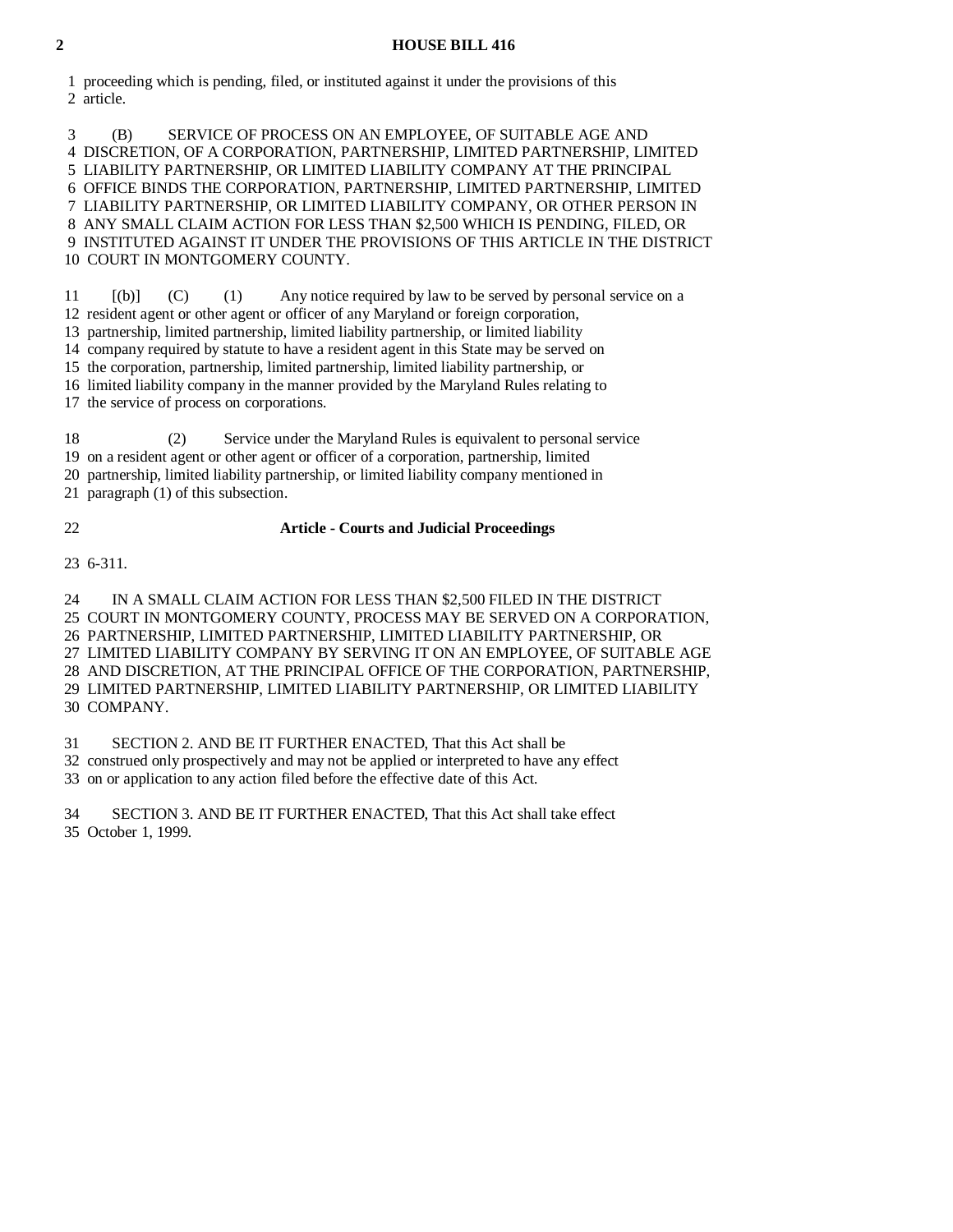proceeding which is pending, filed, or instituted against it under the provisions of this article.

(B) SERVICE OF PROCESS ON AN EMPLOYEE, OF SUITABLE AGE AND DISCRETION, OF A CORPORATION, PARTNERSHIP, LIMITED PARTNERSHIP, LIMITED LIABILITY PARTNERSHIP, OR LIMITED LIABILITY COMPANY AT THE PRINCIPAL OFFICE BINDS THE CORPORATION, PARTNERSHIP, LIMITED PARTNERSHIP, LIMITED LIABILITY PARTNERSHIP, OR LIMITED LIABILITY COMPANY, OR OTHER PERSON IN ANY SMALL CLAIM ACTION FOR LESS THAN $2,500 WHICH IS PENDING, FILED, OR INSTITUTED AGAINST IT UNDER THE PROVISIONS OF THIS ARTICLE IN THE DISTRICT COURT IN MONTGOMERY COUNTY.

[(b)] (C) (1) Any notice required by law to be served by personal service on a resident agent or other agent or officer of any Maryland or foreign corporation, partnership, limited partnership, limited liability partnership, or limited liability company required by statute to have a resident agent in this State may be served on the corporation, partnership, limited partnership, limited liability partnership, or limited liability company in the manner provided by the Maryland Rules relating to the service of process on corporations.

(2) Service under the Maryland Rules is equivalent to personal service on a resident agent or other agent or officer of a corporation, partnership, limited partnership, limited liability partnership, or limited liability company mentioned in paragraph (1) of this subsection.

**Article - Courts and Judicial Proceedings**

6-311.

IN A SMALL CLAIM ACTION FOR LESS THAN $2,500 FILED IN THE DISTRICT COURT IN MONTGOMERY COUNTY, PROCESS MAY BE SERVED ON A CORPORATION, PARTNERSHIP, LIMITED PARTNERSHIP, LIMITED LIABILITY PARTNERSHIP, OR LIMITED LIABILITY COMPANY BY SERVING IT ON AN EMPLOYEE, OF SUITABLE AGE AND DISCRETION, AT THE PRINCIPAL OFFICE OF THE CORPORATION, PARTNERSHIP, LIMITED PARTNERSHIP, LIMITED LIABILITY PARTNERSHIP, OR LIMITED LIABILITY COMPANY.

SECTION 2. AND BE IT FURTHER ENACTED, That this Act shall be construed only prospectively and may not be applied or interpreted to have any effect on or application to any action filed before the effective date of this Act.

SECTION 3. AND BE IT FURTHER ENACTED, That this Act shall take effect October 1, 1999.